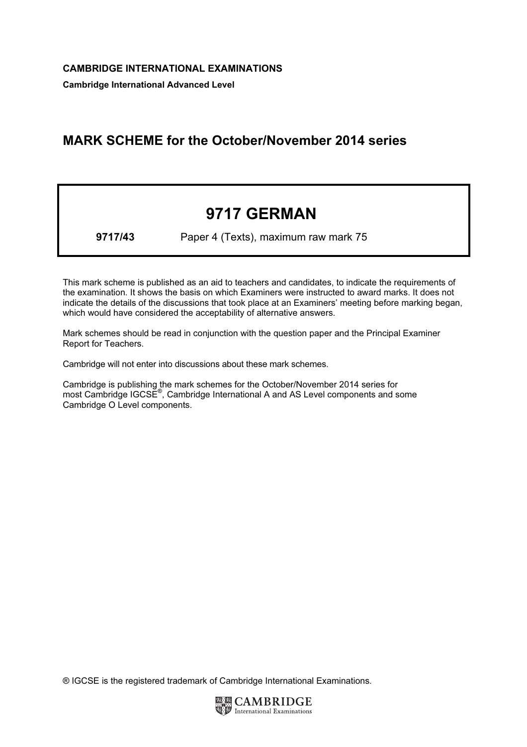**CAMBRIDGE INTERNATIONAL EXAMINATIONS**

**Cambridge International Advanced Level**

# MARK SCHEME for the October/November 2014 series

# 9717 GERMAN

**9717/43** Paper 4 (Texts), maximum raw mark 75

This mark scheme is published as an aid to teachers and candidates, to indicate the requirements of the examination. It shows the basis on which Examiners were instructed to award marks. It does not indicate the details of the discussions that took place at an Examiners' meeting before marking began, which would have considered the acceptability of alternative answers.

Mark schemes should be read in conjunction with the question paper and the Principal Examiner Report for Teachers.

Cambridge will not enter into discussions about these mark schemes.

Cambridge is publishing the mark schemes for the October/November 2014 series for most Cambridge IGCSE®, Cambridge International A and AS Level components and some Cambridge O Level components.

® IGCSE is the registered trademark of Cambridge International Examinations.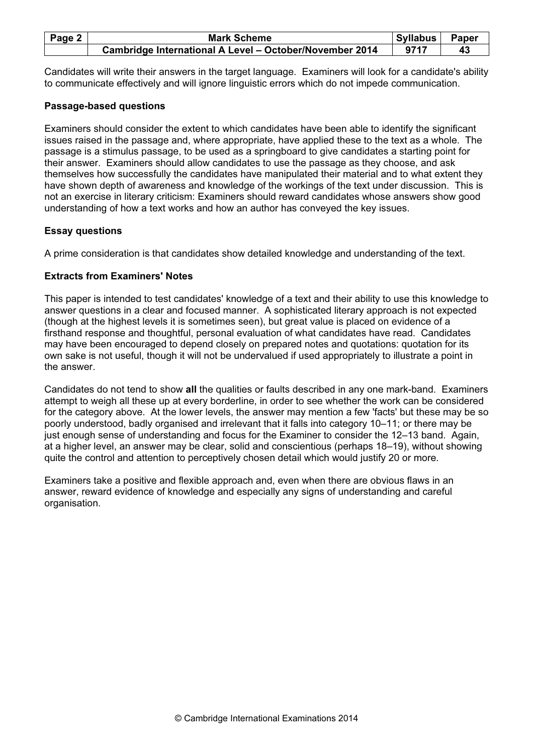Candidates will write their answers in the target language. Examiners will look for a candidate's ability to communicate effectively and will ignore linguistic errors which do not impede communication.

**Passage-based questions**

Examiners should consider the extent to which candidates have been able to identify the significant issues raised in the passage and, where appropriate, have applied these to the text as a whole. The passage is a stimulus passage, to be used as a springboard to give candidates a starting point for their answer. Examiners should allow candidates to use the passage as they choose, and ask themselves how successfully the candidates have manipulated their material and to what extent they have shown depth of awareness and knowledge of the workings of the text under discussion. This is not an exercise in literary criticism: Examiners should reward candidates whose answers show good understanding of how a text works and how an author has conveyed the key issues.

**Essay questions**

A prime consideration is that candidates show detailed knowledge and understanding of the text.

**Extracts from Examiners' Notes**

This paper is intended to test candidates' knowledge of a text and their ability to use this knowledge to answer questions in a clear and focused manner. A sophisticated literary approach is not expected (though at the highest levels it is sometimes seen), but great value is placed on evidence of a firsthand response and thoughtful, personal evaluation of what candidates have read. Candidates may have been encouraged to depend closely on prepared notes and quotations: quotation for its own sake is not useful, though it will not be undervalued if used appropriately to illustrate a point in the answer.

Candidates do not tend to show **all** the qualities or faults described in any one mark-band. Examiners attempt to weigh all these up at every borderline, in order to see whether the work can be considered for the category above. At the lower levels, the answer may mention a few 'facts' but these may be so poorly understood, badly organised and irrelevant that it falls into category 10–11; or there may be just enough sense of understanding and focus for the Examiner to consider the 12–13 band. Again, at a higher level, an answer may be clear, solid and conscientious (perhaps 18–19), without showing quite the control and attention to perceptively chosen detail which would justify 20 or more.

Examiners take a positive and flexible approach and, even when there are obvious flaws in an answer, reward evidence of knowledge and especially any signs of understanding and careful organisation.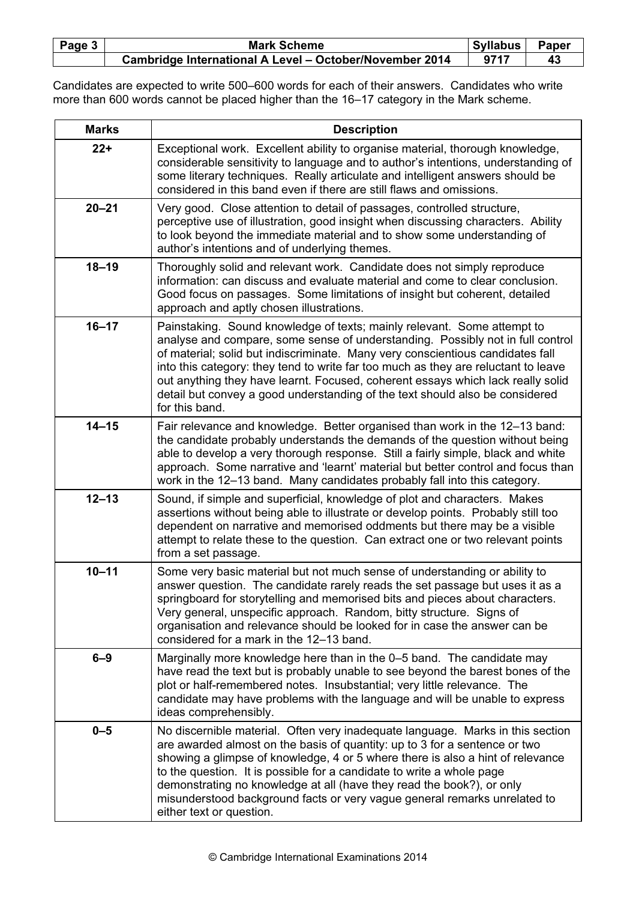Candidates are expected to write 500–600 words for each of their answers. Candidates who write more than 600 words cannot be placed higher than the 16–17 category in the Mark scheme.

| Marks | Description |
|---|---|
| 22+ | Exceptional work. Excellent ability to organise material, thorough knowledge, considerable sensitivity to language and to author's intentions, understanding of some literary techniques. Really articulate and intelligent answers should be considered in this band even if there are still flaws and omissions. |
| 20–21 | Very good. Close attention to detail of passages, controlled structure, perceptive use of illustration, good insight when discussing characters. Ability to look beyond the immediate material and to show some understanding of author's intentions and of underlying themes. |
| 18–19 | Thoroughly solid and relevant work. Candidate does not simply reproduce information: can discuss and evaluate material and come to clear conclusion. Good focus on passages. Some limitations of insight but coherent, detailed approach and aptly chosen illustrations. |
| 16–17 | Painstaking. Sound knowledge of texts; mainly relevant. Some attempt to analyse and compare, some sense of understanding. Possibly not in full control of material; solid but indiscriminate. Many very conscientious candidates fall into this category: they tend to write far too much as they are reluctant to leave out anything they have learnt. Focused, coherent essays which lack really solid detail but convey a good understanding of the text should also be considered for this band. |
| 14–15 | Fair relevance and knowledge. Better organised than work in the 12–13 band: the candidate probably understands the demands of the question without being able to develop a very thorough response. Still a fairly simple, black and white approach. Some narrative and 'learnt' material but better control and focus than work in the 12–13 band. Many candidates probably fall into this category. |
| 12–13 | Sound, if simple and superficial, knowledge of plot and characters. Makes assertions without being able to illustrate or develop points. Probably still too dependent on narrative and memorised oddments but there may be a visible attempt to relate these to the question. Can extract one or two relevant points from a set passage. |
| 10–11 | Some very basic material but not much sense of understanding or ability to answer question. The candidate rarely reads the set passage but uses it as a springboard for storytelling and memorised bits and pieces about characters. Very general, unspecific approach. Random, bitty structure. Signs of organisation and relevance should be looked for in case the answer can be considered for a mark in the 12–13 band. |
| 6–9 | Marginally more knowledge here than in the 0–5 band. The candidate may have read the text but is probably unable to see beyond the barest bones of the plot or half-remembered notes. Insubstantial; very little relevance. The candidate may have problems with the language and will be unable to express ideas comprehensibly. |
| 0–5 | No discernible material. Often very inadequate language. Marks in this section are awarded almost on the basis of quantity: up to 3 for a sentence or two showing a glimpse of knowledge, 4 or 5 where there is also a hint of relevance to the question. It is possible for a candidate to write a whole page demonstrating no knowledge at all (have they read the book?), or only misunderstood background facts or very vague general remarks unrelated to either text or question. |